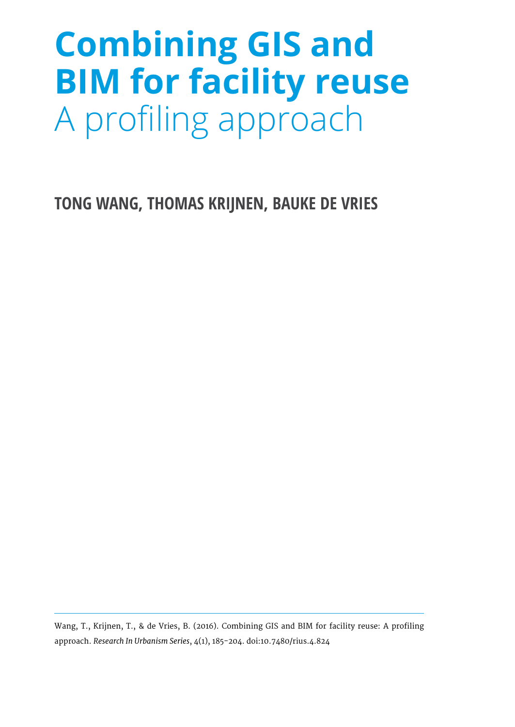# Combining GIS and BIM for facility reuse

## A profiling approach

**TONG WANG, THOMAS KRIJNEN, BAUKE DE VRIES**

---

Wang, T., Krijnen, T., & de Vries, B. (2016). Combining GIS and BIM for facility reuse: A profiling approach. *Research In Urbanism Series*, 4(1), 185-204. doi:10.7480/rius.4.824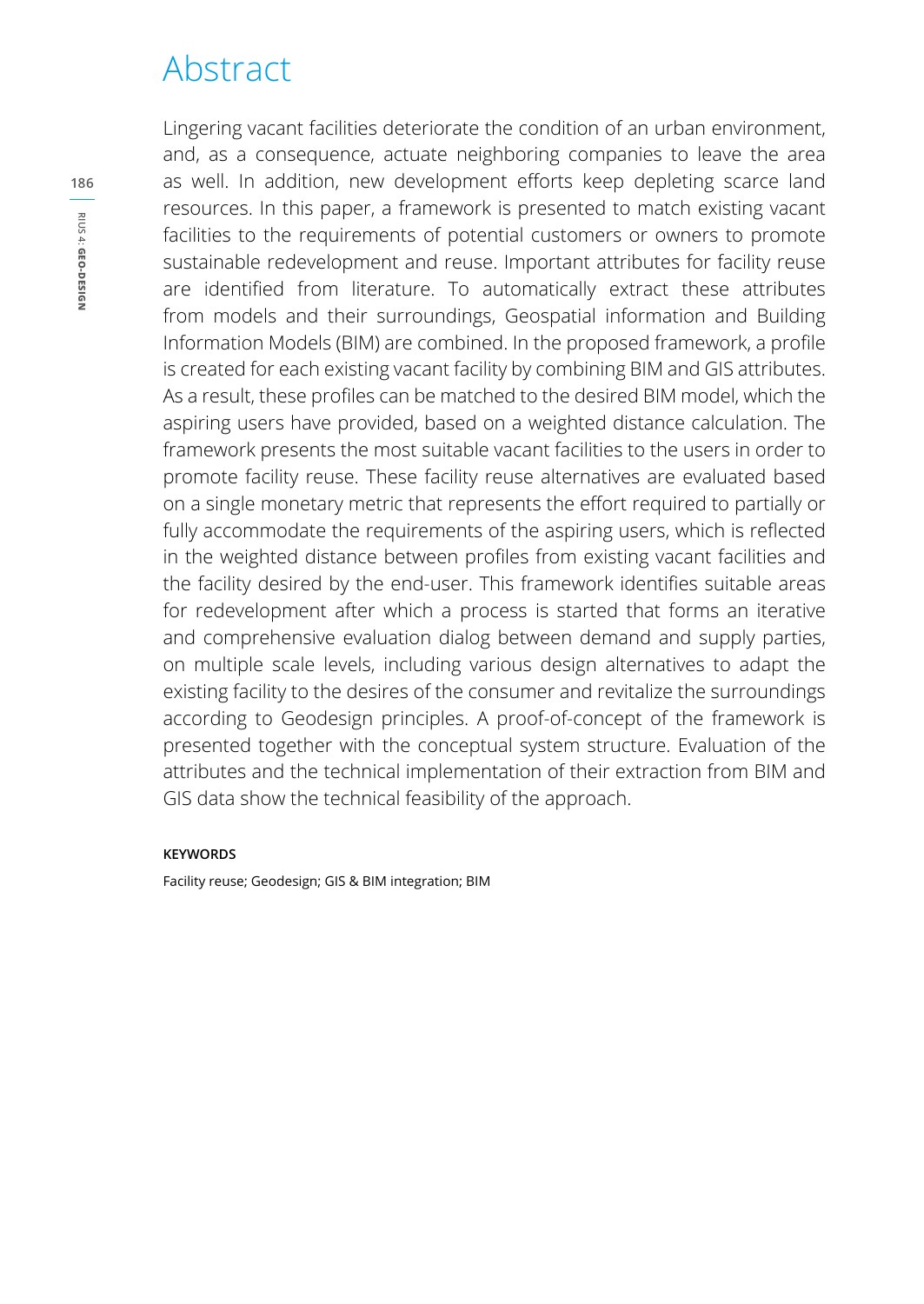# Abstract

Lingering vacant facilities deteriorate the condition of an urban environment, and, as a consequence, actuate neighboring companies to leave the area as well. In addition, new development efforts keep depleting scarce land resources. In this paper, a framework is presented to match existing vacant facilities to the requirements of potential customers or owners to promote sustainable redevelopment and reuse. Important attributes for facility reuse are identified from literature. To automatically extract these attributes from models and their surroundings, Geospatial information and Building Information Models (BIM) are combined. In the proposed framework, a profile is created for each existing vacant facility by combining BIM and GIS attributes. As a result, these profiles can be matched to the desired BIM model, which the aspiring users have provided, based on a weighted distance calculation. The framework presents the most suitable vacant facilities to the users in order to promote facility reuse. These facility reuse alternatives are evaluated based on a single monetary metric that represents the effort required to partially or fully accommodate the requirements of the aspiring users, which is reflected in the weighted distance between profiles from existing vacant facilities and the facility desired by the end-user. This framework identifies suitable areas for redevelopment after which a process is started that forms an iterative and comprehensive evaluation dialog between demand and supply parties, on multiple scale levels, including various design alternatives to adapt the existing facility to the desires of the consumer and revitalize the surroundings according to Geodesign principles. A proof-of-concept of the framework is presented together with the conceptual system structure. Evaluation of the attributes and the technical implementation of their extraction from BIM and GIS data show the technical feasibility of the approach.

**KEYWORDS**

Facility reuse; Geodesign; GIS & BIM integration; BIM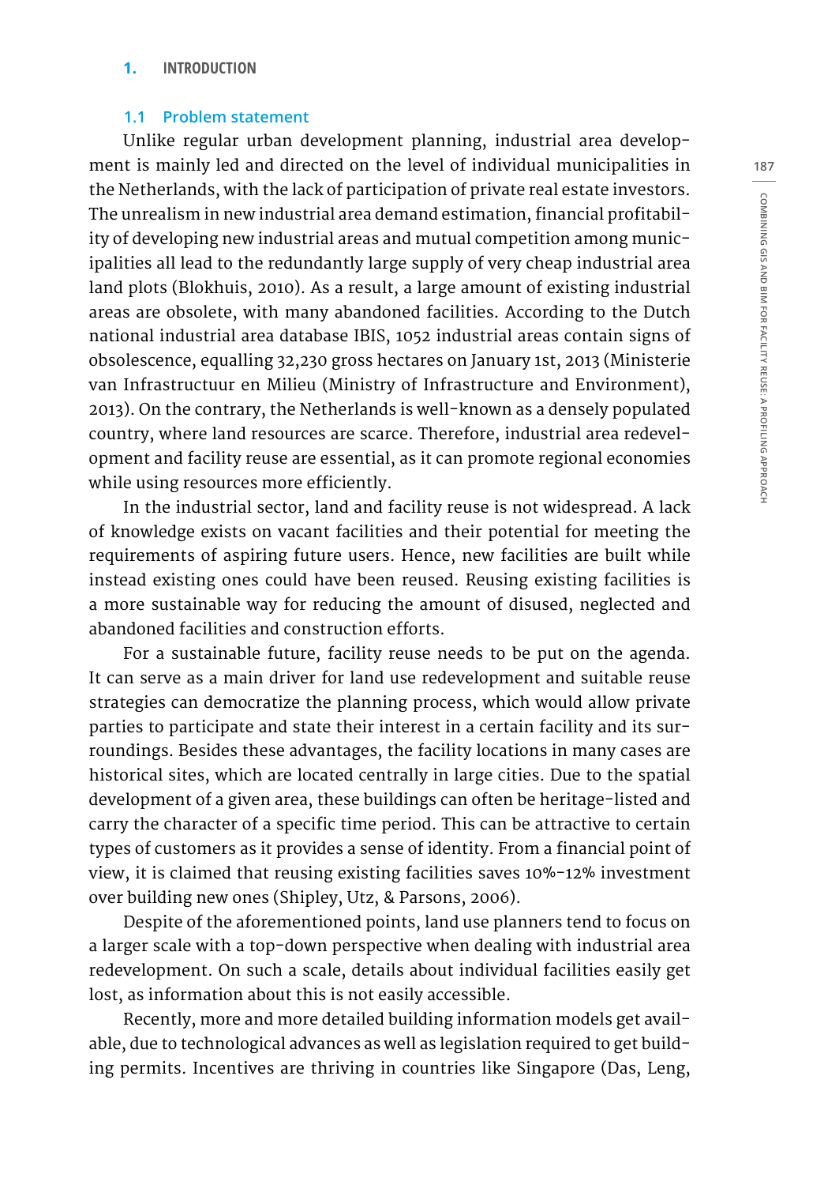# 1. INTRODUCTION

## 1.1 Problem statement

Unlike regular urban development planning, industrial area development is mainly led and directed on the level of individual municipalities in the Netherlands, with the lack of participation of private real estate investors. The unrealism in new industrial area demand estimation, financial profitability of developing new industrial areas and mutual competition among municipalities all lead to the redundantly large supply of very cheap industrial area land plots (Blokhuis, 2010). As a result, a large amount of existing industrial areas are obsolete, with many abandoned facilities. According to the Dutch national industrial area database IBIS, 1052 industrial areas contain signs of obsolescence, equalling 32,230 gross hectares on January 1st, 2013 (Ministerie van Infrastructuur en Milieu (Ministry of Infrastructure and Environment), 2013). On the contrary, the Netherlands is well-known as a densely populated country, where land resources are scarce. Therefore, industrial area redevelopment and facility reuse are essential, as it can promote regional economies while using resources more efficiently.

In the industrial sector, land and facility reuse is not widespread. A lack of knowledge exists on vacant facilities and their potential for meeting the requirements of aspiring future users. Hence, new facilities are built while instead existing ones could have been reused. Reusing existing facilities is a more sustainable way for reducing the amount of disused, neglected and abandoned facilities and construction efforts.

For a sustainable future, facility reuse needs to be put on the agenda. It can serve as a main driver for land use redevelopment and suitable reuse strategies can democratize the planning process, which would allow private parties to participate and state their interest in a certain facility and its surroundings. Besides these advantages, the facility locations in many cases are historical sites, which are located centrally in large cities. Due to the spatial development of a given area, these buildings can often be heritage-listed and carry the character of a specific time period. This can be attractive to certain types of customers as it provides a sense of identity. From a financial point of view, it is claimed that reusing existing facilities saves 10%-12% investment over building new ones (Shipley, Utz, & Parsons, 2006).

Despite of the aforementioned points, land use planners tend to focus on a larger scale with a top-down perspective when dealing with industrial area redevelopment. On such a scale, details about individual facilities easily get lost, as information about this is not easily accessible.

Recently, more and more detailed building information models get available, due to technological advances as well as legislation required to get building permits. Incentives are thriving in countries like Singapore (Das, Leng,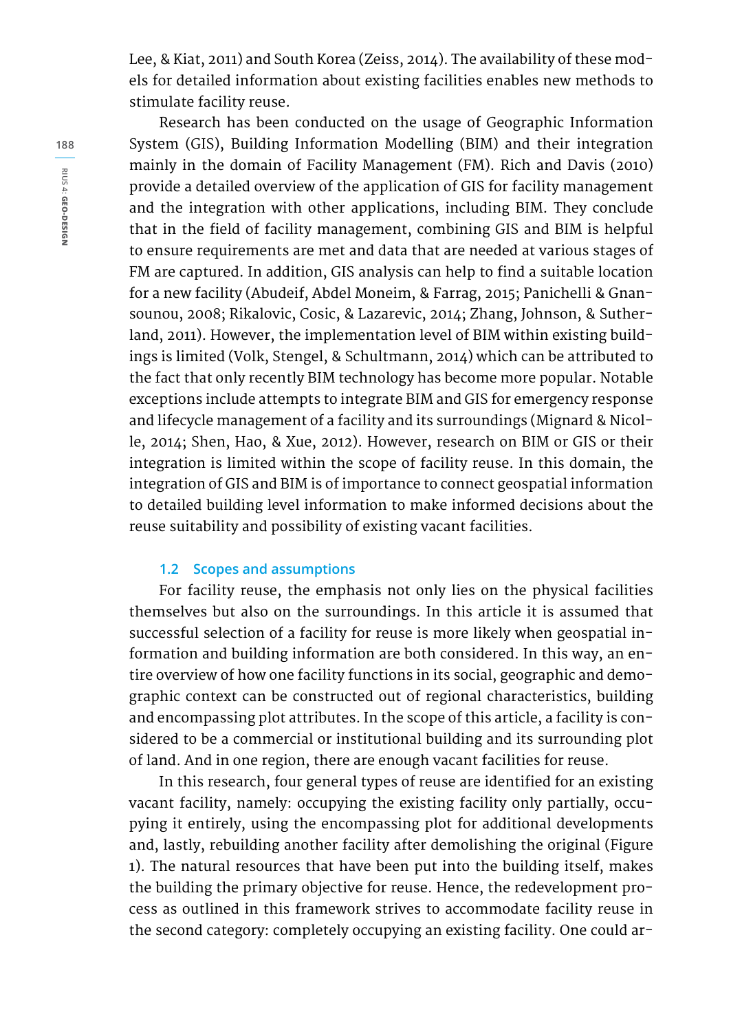Lee, & Kiat, 2011) and South Korea (Zeiss, 2014). The availability of these models for detailed information about existing facilities enables new methods to stimulate facility reuse.

Research has been conducted on the usage of Geographic Information System (GIS), Building Information Modelling (BIM) and their integration mainly in the domain of Facility Management (FM). Rich and Davis (2010) provide a detailed overview of the application of GIS for facility management and the integration with other applications, including BIM. They conclude that in the field of facility management, combining GIS and BIM is helpful to ensure requirements are met and data that are needed at various stages of FM are captured. In addition, GIS analysis can help to find a suitable location for a new facility (Abudeif, Abdel Moneim, & Farrag, 2015; Panichelli & Gnansounou, 2008; Rikalovic, Cosic, & Lazarevic, 2014; Zhang, Johnson, & Sutherland, 2011). However, the implementation level of BIM within existing buildings is limited (Volk, Stengel, & Schultmann, 2014) which can be attributed to the fact that only recently BIM technology has become more popular. Notable exceptions include attempts to integrate BIM and GIS for emergency response and lifecycle management of a facility and its surroundings (Mignard & Nicolle, 2014; Shen, Hao, & Xue, 2012). However, research on BIM or GIS or their integration is limited within the scope of facility reuse. In this domain, the integration of GIS and BIM is of importance to connect geospatial information to detailed building level information to make informed decisions about the reuse suitability and possibility of existing vacant facilities.

### 1.2 Scopes and assumptions

For facility reuse, the emphasis not only lies on the physical facilities themselves but also on the surroundings. In this article it is assumed that successful selection of a facility for reuse is more likely when geospatial information and building information are both considered. In this way, an entire overview of how one facility functions in its social, geographic and demographic context can be constructed out of regional characteristics, building and encompassing plot attributes. In the scope of this article, a facility is considered to be a commercial or institutional building and its surrounding plot of land. And in one region, there are enough vacant facilities for reuse.

In this research, four general types of reuse are identified for an existing vacant facility, namely: occupying the existing facility only partially, occupying it entirely, using the encompassing plot for additional developments and, lastly, rebuilding another facility after demolishing the original (Figure 1). The natural resources that have been put into the building itself, makes the building the primary objective for reuse. Hence, the redevelopment process as outlined in this framework strives to accommodate facility reuse in the second category: completely occupying an existing facility. One could ar-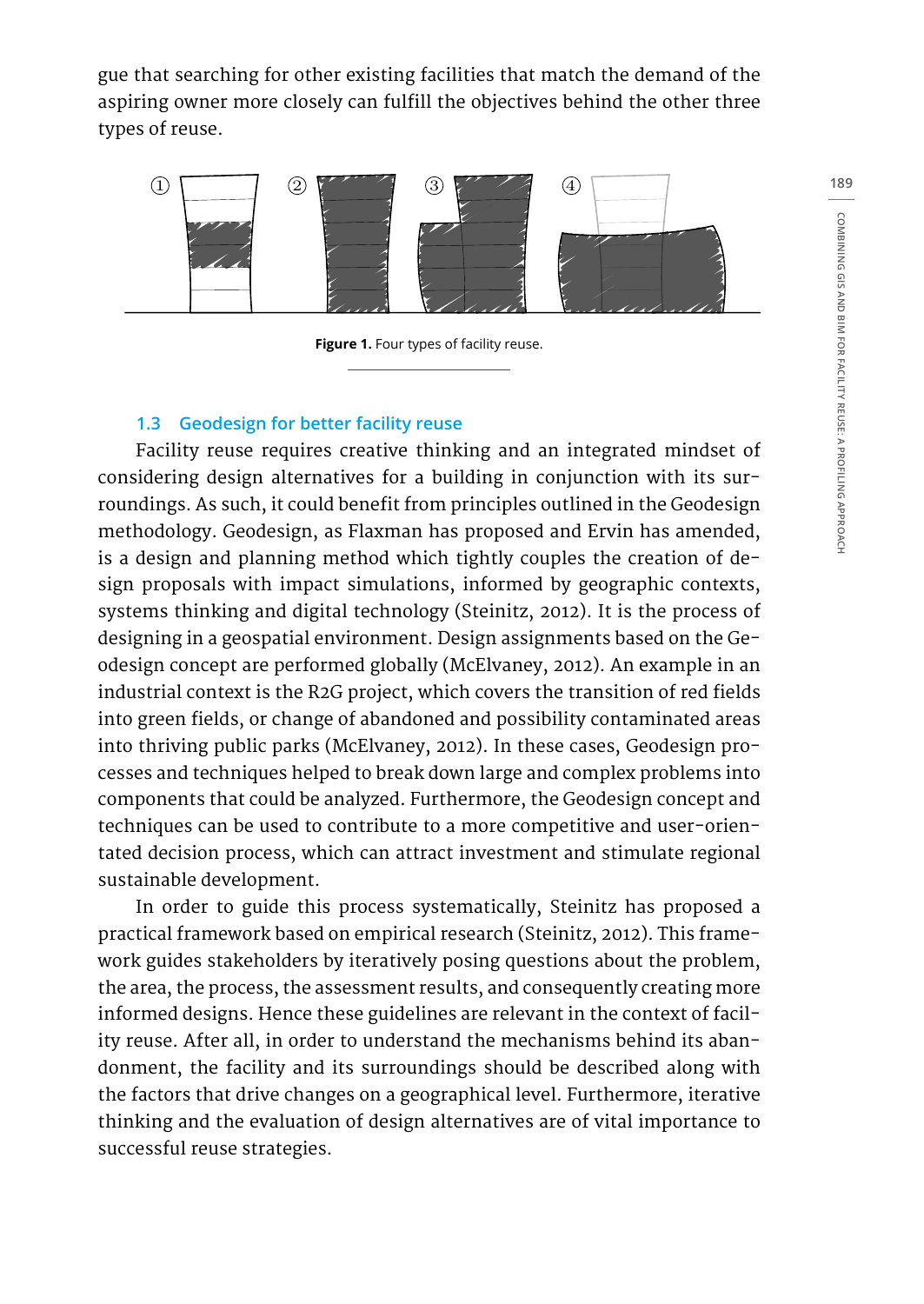gue that searching for other existing facilities that match the demand of the aspiring owner more closely can fulfill the objectives behind the other three types of reuse.

**Figure 1.** Four types of facility reuse.

### 1.3 Geodesign for better facility reuse

Facility reuse requires creative thinking and an integrated mindset of considering design alternatives for a building in conjunction with its surroundings. As such, it could benefit from principles outlined in the Geodesign methodology. Geodesign, as Flaxman has proposed and Ervin has amended, is a design and planning method which tightly couples the creation of design proposals with impact simulations, informed by geographic contexts, systems thinking and digital technology (Steinitz, 2012). It is the process of designing in a geospatial environment. Design assignments based on the Geodesign concept are performed globally (McElvaney, 2012). An example in an industrial context is the R2G project, which covers the transition of red fields into green fields, or change of abandoned and possibility contaminated areas into thriving public parks (McElvaney, 2012). In these cases, Geodesign processes and techniques helped to break down large and complex problems into components that could be analyzed. Furthermore, the Geodesign concept and techniques can be used to contribute to a more competitive and user-orientated decision process, which can attract investment and stimulate regional sustainable development.

In order to guide this process systematically, Steinitz has proposed a practical framework based on empirical research (Steinitz, 2012). This framework guides stakeholders by iteratively posing questions about the problem, the area, the process, the assessment results, and consequently creating more informed designs. Hence these guidelines are relevant in the context of facility reuse. After all, in order to understand the mechanisms behind its abandonment, the facility and its surroundings should be described along with the factors that drive changes on a geographical level. Furthermore, iterative thinking and the evaluation of design alternatives are of vital importance to successful reuse strategies.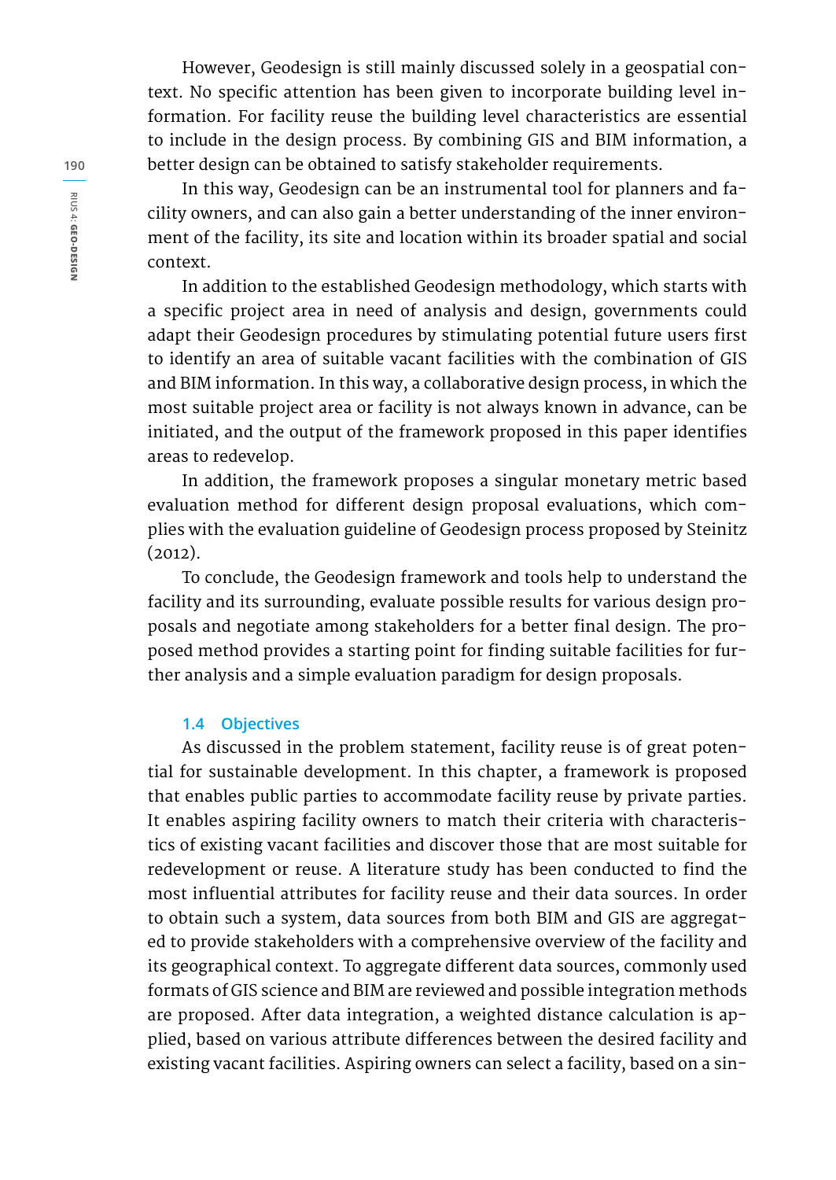However, Geodesign is still mainly discussed solely in a geospatial context. No specific attention has been given to incorporate building level information. For facility reuse the building level characteristics are essential to include in the design process. By combining GIS and BIM information, a better design can be obtained to satisfy stakeholder requirements.

In this way, Geodesign can be an instrumental tool for planners and facility owners, and can also gain a better understanding of the inner environment of the facility, its site and location within its broader spatial and social context.

In addition to the established Geodesign methodology, which starts with a specific project area in need of analysis and design, governments could adapt their Geodesign procedures by stimulating potential future users first to identify an area of suitable vacant facilities with the combination of GIS and BIM information. In this way, a collaborative design process, in which the most suitable project area or facility is not always known in advance, can be initiated, and the output of the framework proposed in this paper identifies areas to redevelop.

In addition, the framework proposes a singular monetary metric based evaluation method for different design proposal evaluations, which complies with the evaluation guideline of Geodesign process proposed by Steinitz (2012).

To conclude, the Geodesign framework and tools help to understand the facility and its surrounding, evaluate possible results for various design proposals and negotiate among stakeholders for a better final design. The proposed method provides a starting point for finding suitable facilities for further analysis and a simple evaluation paradigm for design proposals.

### 1.4 Objectives

As discussed in the problem statement, facility reuse is of great potential for sustainable development. In this chapter, a framework is proposed that enables public parties to accommodate facility reuse by private parties. It enables aspiring facility owners to match their criteria with characteristics of existing vacant facilities and discover those that are most suitable for redevelopment or reuse. A literature study has been conducted to find the most influential attributes for facility reuse and their data sources. In order to obtain such a system, data sources from both BIM and GIS are aggregated to provide stakeholders with a comprehensive overview of the facility and its geographical context. To aggregate different data sources, commonly used formats of GIS science and BIM are reviewed and possible integration methods are proposed. After data integration, a weighted distance calculation is applied, based on various attribute differences between the desired facility and existing vacant facilities. Aspiring owners can select a facility, based on a sin-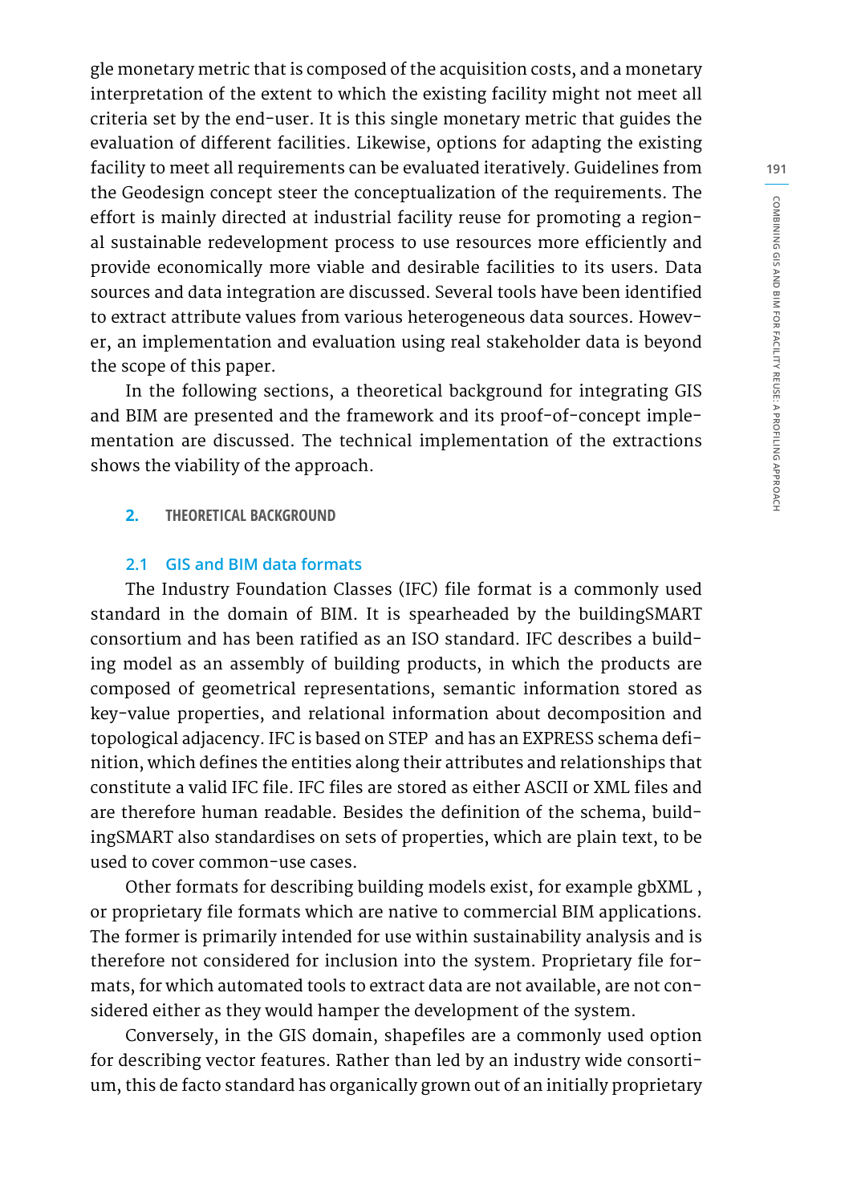gle monetary metric that is composed of the acquisition costs, and a monetary interpretation of the extent to which the existing facility might not meet all criteria set by the end-user. It is this single monetary metric that guides the evaluation of different facilities. Likewise, options for adapting the existing facility to meet all requirements can be evaluated iteratively. Guidelines from the Geodesign concept steer the conceptualization of the requirements. The effort is mainly directed at industrial facility reuse for promoting a regional sustainable redevelopment process to use resources more efficiently and provide economically more viable and desirable facilities to its users. Data sources and data integration are discussed. Several tools have been identified to extract attribute values from various heterogeneous data sources. However, an implementation and evaluation using real stakeholder data is beyond the scope of this paper.

In the following sections, a theoretical background for integrating GIS and BIM are presented and the framework and its proof-of-concept implementation are discussed. The technical implementation of the extractions shows the viability of the approach.

## 2. THEORETICAL BACKGROUND

### 2.1 GIS and BIM data formats

The Industry Foundation Classes (IFC) file format is a commonly used standard in the domain of BIM. It is spearheaded by the buildingSMART consortium and has been ratified as an ISO standard. IFC describes a building model as an assembly of building products, in which the products are composed of geometrical representations, semantic information stored as key-value properties, and relational information about decomposition and topological adjacency. IFC is based on STEP and has an EXPRESS schema definition, which defines the entities along their attributes and relationships that constitute a valid IFC file. IFC files are stored as either ASCII or XML files and are therefore human readable. Besides the definition of the schema, buildingSMART also standardises on sets of properties, which are plain text, to be used to cover common-use cases.

Other formats for describing building models exist, for example gbXML , or proprietary file formats which are native to commercial BIM applications. The former is primarily intended for use within sustainability analysis and is therefore not considered for inclusion into the system. Proprietary file formats, for which automated tools to extract data are not available, are not considered either as they would hamper the development of the system.

Conversely, in the GIS domain, shapefiles are a commonly used option for describing vector features. Rather than led by an industry wide consortium, this de facto standard has organically grown out of an initially proprietary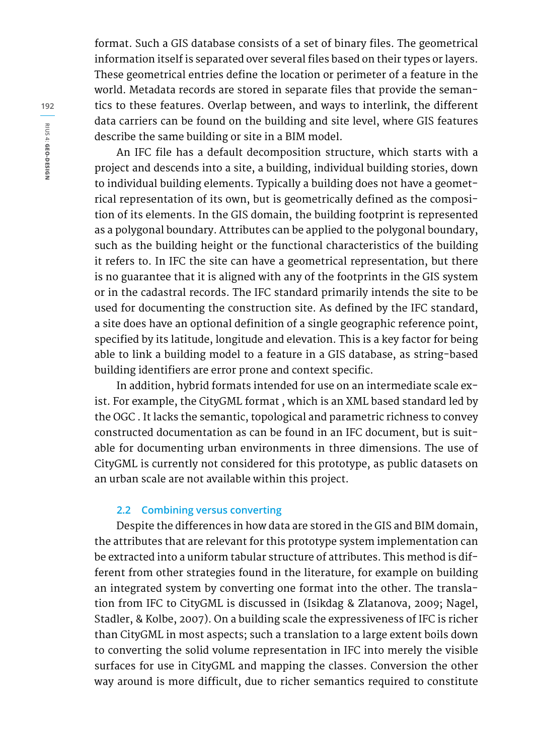format. Such a GIS database consists of a set of binary files. The geometrical information itself is separated over several files based on their types or layers. These geometrical entries define the location or perimeter of a feature in the world. Metadata records are stored in separate files that provide the semantics to these features. Overlap between, and ways to interlink, the different data carriers can be found on the building and site level, where GIS features describe the same building or site in a BIM model.

An IFC file has a default decomposition structure, which starts with a project and descends into a site, a building, individual building stories, down to individual building elements. Typically a building does not have a geometrical representation of its own, but is geometrically defined as the composition of its elements. In the GIS domain, the building footprint is represented as a polygonal boundary. Attributes can be applied to the polygonal boundary, such as the building height or the functional characteristics of the building it refers to. In IFC the site can have a geometrical representation, but there is no guarantee that it is aligned with any of the footprints in the GIS system or in the cadastral records. The IFC standard primarily intends the site to be used for documenting the construction site. As defined by the IFC standard, a site does have an optional definition of a single geographic reference point, specified by its latitude, longitude and elevation. This is a key factor for being able to link a building model to a feature in a GIS database, as string-based building identifiers are error prone and context specific.

In addition, hybrid formats intended for use on an intermediate scale exist. For example, the CityGML format , which is an XML based standard led by the OGC . It lacks the semantic, topological and parametric richness to convey constructed documentation as can be found in an IFC document, but is suitable for documenting urban environments in three dimensions. The use of CityGML is currently not considered for this prototype, as public datasets on an urban scale are not available within this project.

### 2.2 Combining versus converting

Despite the differences in how data are stored in the GIS and BIM domain, the attributes that are relevant for this prototype system implementation can be extracted into a uniform tabular structure of attributes. This method is different from other strategies found in the literature, for example on building an integrated system by converting one format into the other. The translation from IFC to CityGML is discussed in (Isikdag & Zlatanova, 2009; Nagel, Stadler, & Kolbe, 2007). On a building scale the expressiveness of IFC is richer than CityGML in most aspects; such a translation to a large extent boils down to converting the solid volume representation in IFC into merely the visible surfaces for use in CityGML and mapping the classes. Conversion the other way around is more difficult, due to richer semantics required to constitute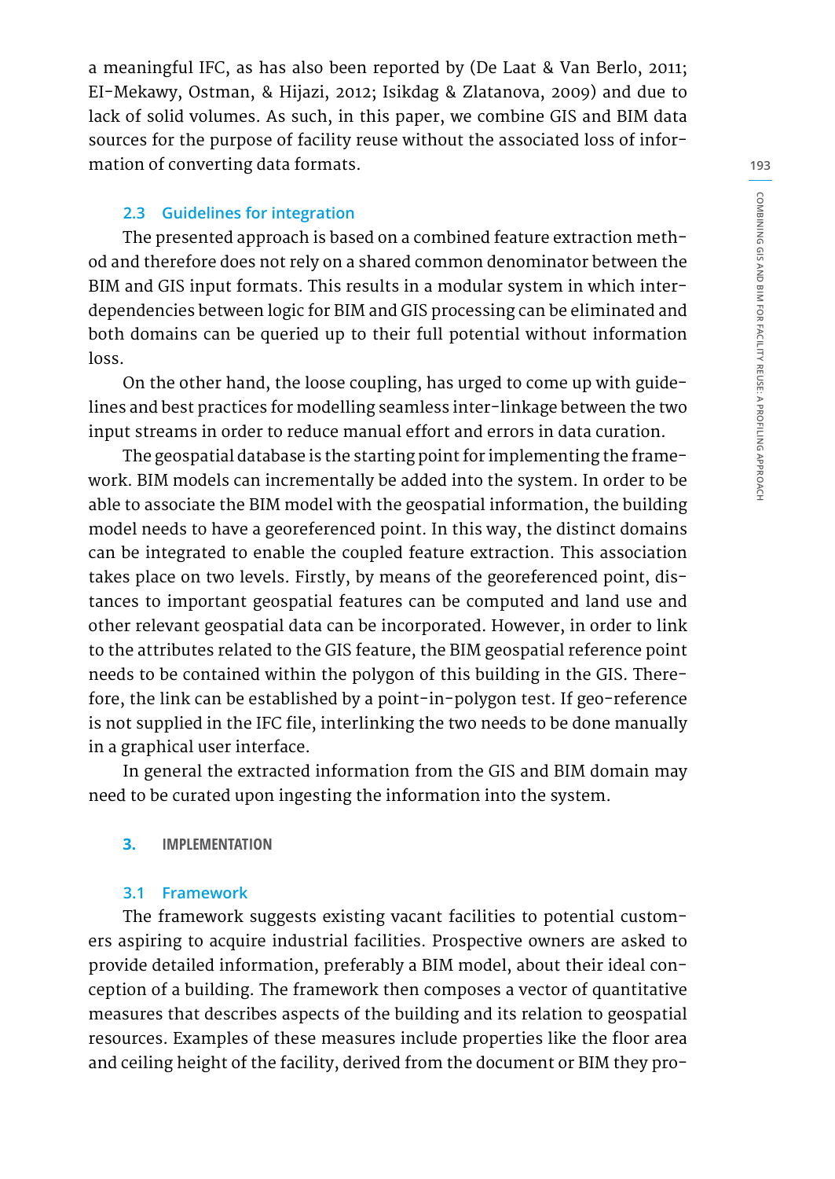a meaningful IFC, as has also been reported by (De Laat & Van Berlo, 2011; El-Mekawy, Ostman, & Hijazi, 2012; Isikdag & Zlatanova, 2009) and due to lack of solid volumes. As such, in this paper, we combine GIS and BIM data sources for the purpose of facility reuse without the associated loss of information of converting data formats.

### 2.3 Guidelines for integration

The presented approach is based on a combined feature extraction method and therefore does not rely on a shared common denominator between the BIM and GIS input formats. This results in a modular system in which interdependencies between logic for BIM and GIS processing can be eliminated and both domains can be queried up to their full potential without information loss.

On the other hand, the loose coupling, has urged to come up with guidelines and best practices for modelling seamless inter-linkage between the two input streams in order to reduce manual effort and errors in data curation.

The geospatial database is the starting point for implementing the framework. BIM models can incrementally be added into the system. In order to be able to associate the BIM model with the geospatial information, the building model needs to have a georeferenced point. In this way, the distinct domains can be integrated to enable the coupled feature extraction. This association takes place on two levels. Firstly, by means of the georeferenced point, distances to important geospatial features can be computed and land use and other relevant geospatial data can be incorporated. However, in order to link to the attributes related to the GIS feature, the BIM geospatial reference point needs to be contained within the polygon of this building in the GIS. Therefore, the link can be established by a point-in-polygon test. If geo-reference is not supplied in the IFC file, interlinking the two needs to be done manually in a graphical user interface.

In general the extracted information from the GIS and BIM domain may need to be curated upon ingesting the information into the system.

## 3. IMPLEMENTATION

### 3.1 Framework

The framework suggests existing vacant facilities to potential customers aspiring to acquire industrial facilities. Prospective owners are asked to provide detailed information, preferably a BIM model, about their ideal conception of a building. The framework then composes a vector of quantitative measures that describes aspects of the building and its relation to geospatial resources. Examples of these measures include properties like the floor area and ceiling height of the facility, derived from the document or BIM they pro-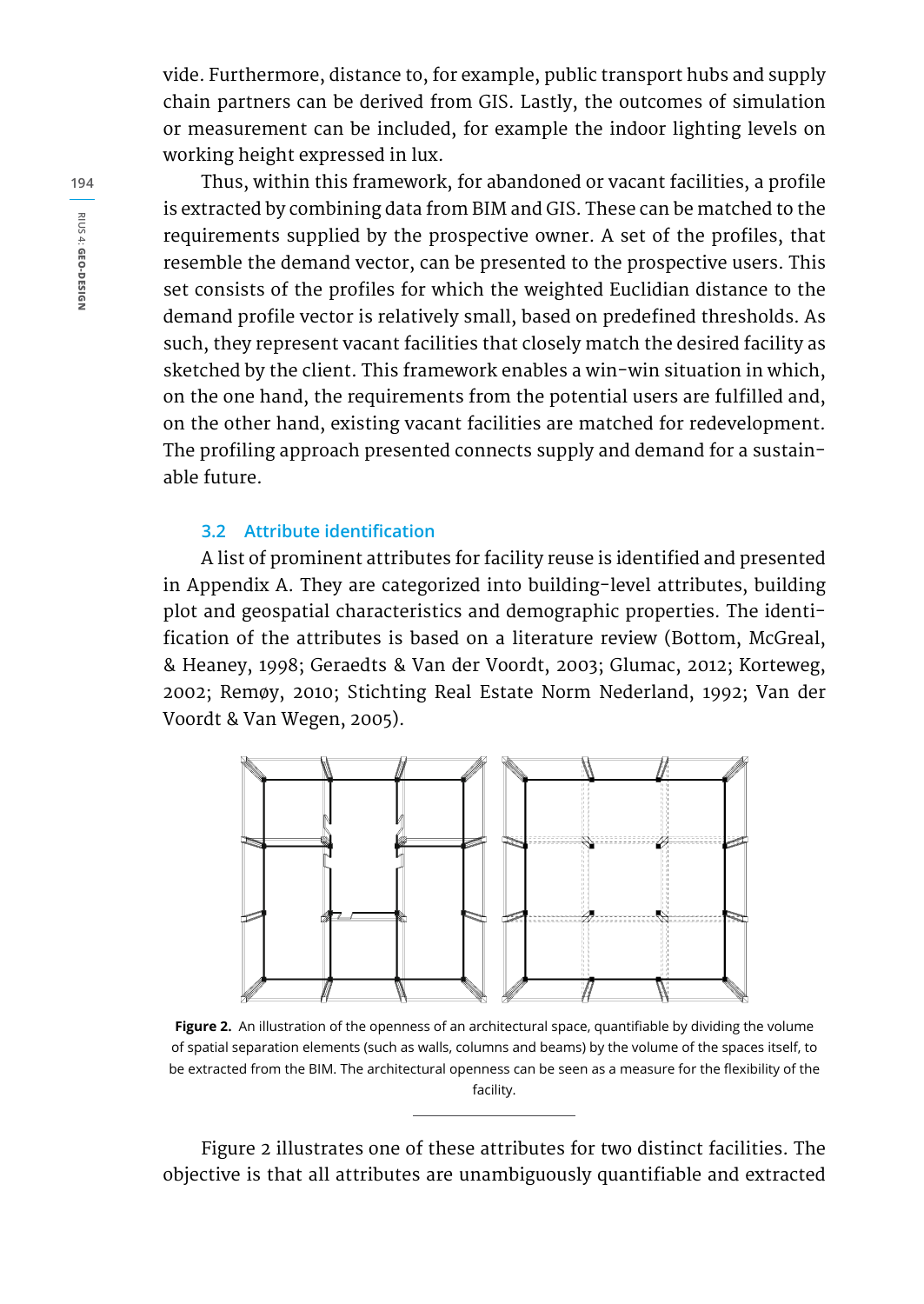vide. Furthermore, distance to, for example, public transport hubs and supply chain partners can be derived from GIS. Lastly, the outcomes of simulation or measurement can be included, for example the indoor lighting levels on working height expressed in lux.

Thus, within this framework, for abandoned or vacant facilities, a profile is extracted by combining data from BIM and GIS. These can be matched to the requirements supplied by the prospective owner. A set of the profiles, that resemble the demand vector, can be presented to the prospective users. This set consists of the profiles for which the weighted Euclidian distance to the demand profile vector is relatively small, based on predefined thresholds. As such, they represent vacant facilities that closely match the desired facility as sketched by the client. This framework enables a win-win situation in which, on the one hand, the requirements from the potential users are fulfilled and, on the other hand, existing vacant facilities are matched for redevelopment. The profiling approach presented connects supply and demand for a sustainable future.

### 3.2 Attribute identification

A list of prominent attributes for facility reuse is identified and presented in Appendix A. They are categorized into building-level attributes, building plot and geospatial characteristics and demographic properties. The identification of the attributes is based on a literature review (Bottom, McGreal, & Heaney, 1998; Geraedts & Van der Voordt, 2003; Glumac, 2012; Korteweg, 2002; Remøy, 2010; Stichting Real Estate Norm Nederland, 1992; Van der Voordt & Van Wegen, 2005).

**Figure 2.** An illustration of the openness of an architectural space, quantifiable by dividing the volume of spatial separation elements (such as walls, columns and beams) by the volume of the spaces itself, to be extracted from the BIM. The architectural openness can be seen as a measure for the flexibility of the facility.

Figure 2 illustrates one of these attributes for two distinct facilities. The objective is that all attributes are unambiguously quantifiable and extracted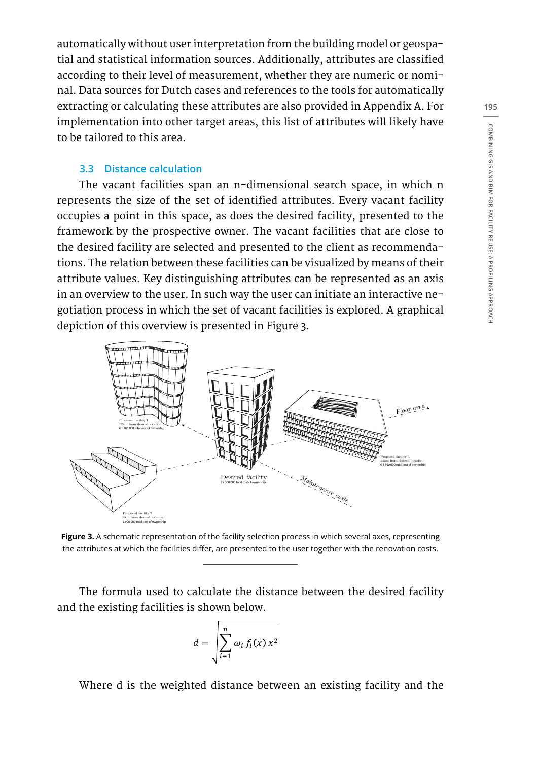automatically without user interpretation from the building model or geospatial and statistical information sources. Additionally, attributes are classified according to their level of measurement, whether they are numeric or nominal. Data sources for Dutch cases and references to the tools for automatically extracting or calculating these attributes are also provided in Appendix A. For implementation into other target areas, this list of attributes will likely have to be tailored to this area.

### 3.3 Distance calculation

The vacant facilities span an n-dimensional search space, in which n represents the size of the set of identified attributes. Every vacant facility occupies a point in this space, as does the desired facility, presented to the framework by the prospective owner. The vacant facilities that are close to the desired facility are selected and presented to the client as recommendations. The relation between these facilities can be visualized by means of their attribute values. Key distinguishing attributes can be represented as an axis in an overview to the user. In such way the user can initiate an interactive negotiation process in which the set of vacant facilities is explored. A graphical depiction of this overview is presented in Figure 3.

**Figure 3.** A schematic representation of the facility selection process in which several axes, representing the attributes at which the facilities differ, are presented to the user together with the renovation costs.

The formula used to calculate the distance between the desired facility and the existing facilities is shown below.

$$d = \sqrt{\sum_{i=1}^{n} \omega_i \, f_i(x) \, x^2}$$

Where d is the weighted distance between an existing facility and the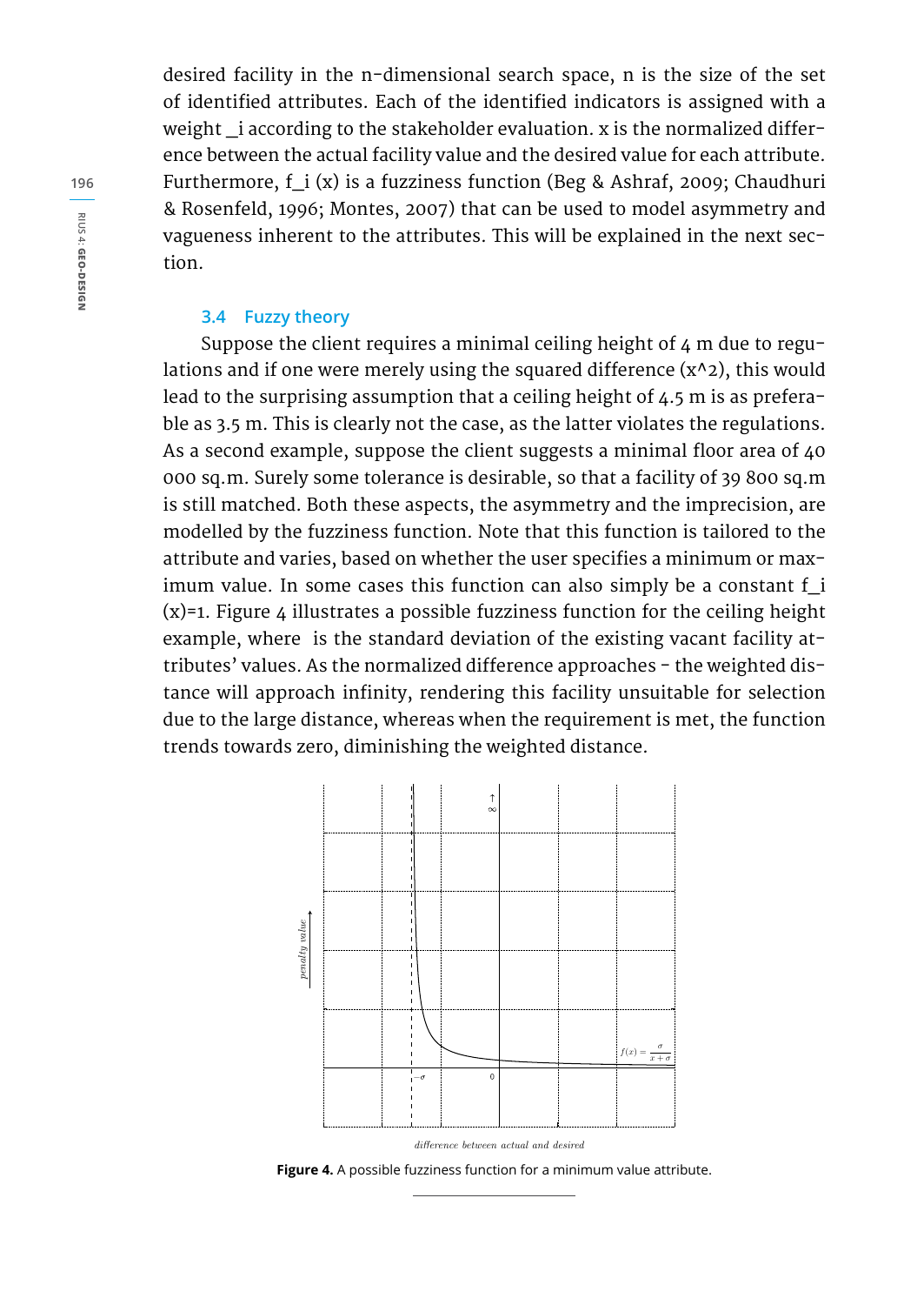desired facility in the n-dimensional search space, n is the size of the set of identified attributes. Each of the identified indicators is assigned with a weight _i according to the stakeholder evaluation. x is the normalized difference between the actual facility value and the desired value for each attribute. Furthermore, f_i (x) is a fuzziness function (Beg & Ashraf, 2009; Chaudhuri & Rosenfeld, 1996; Montes, 2007) that can be used to model asymmetry and vagueness inherent to the attributes. This will be explained in the next section.

### 3.4 Fuzzy theory

Suppose the client requires a minimal ceiling height of 4 m due to regulations and if one were merely using the squared difference (x^2), this would lead to the surprising assumption that a ceiling height of 4.5 m is as preferable as 3.5 m. This is clearly not the case, as the latter violates the regulations. As a second example, suppose the client suggests a minimal floor area of 40 000 sq.m. Surely some tolerance is desirable, so that a facility of 39 800 sq.m is still matched. Both these aspects, the asymmetry and the imprecision, are modelled by the fuzziness function. Note that this function is tailored to the attribute and varies, based on whether the user specifies a minimum or maximum value. In some cases this function can also simply be a constant f_i (x)=1. Figure 4 illustrates a possible fuzziness function for the ceiling height example, where  is the standard deviation of the existing vacant facility attributes' values. As the normalized difference approaches - the weighted distance will approach infinity, rendering this facility unsuitable for selection due to the large distance, whereas when the requirement is met, the function trends towards zero, diminishing the weighted distance.

$$f(x) = \frac{\sigma}{x + \sigma}$$

*penalty value* (vertical axis); *difference between actual and desired* (horizontal axis); marked values: $-\sigma$, $0$, $\infty$

**Figure 4.** A possible fuzziness function for a minimum value attribute.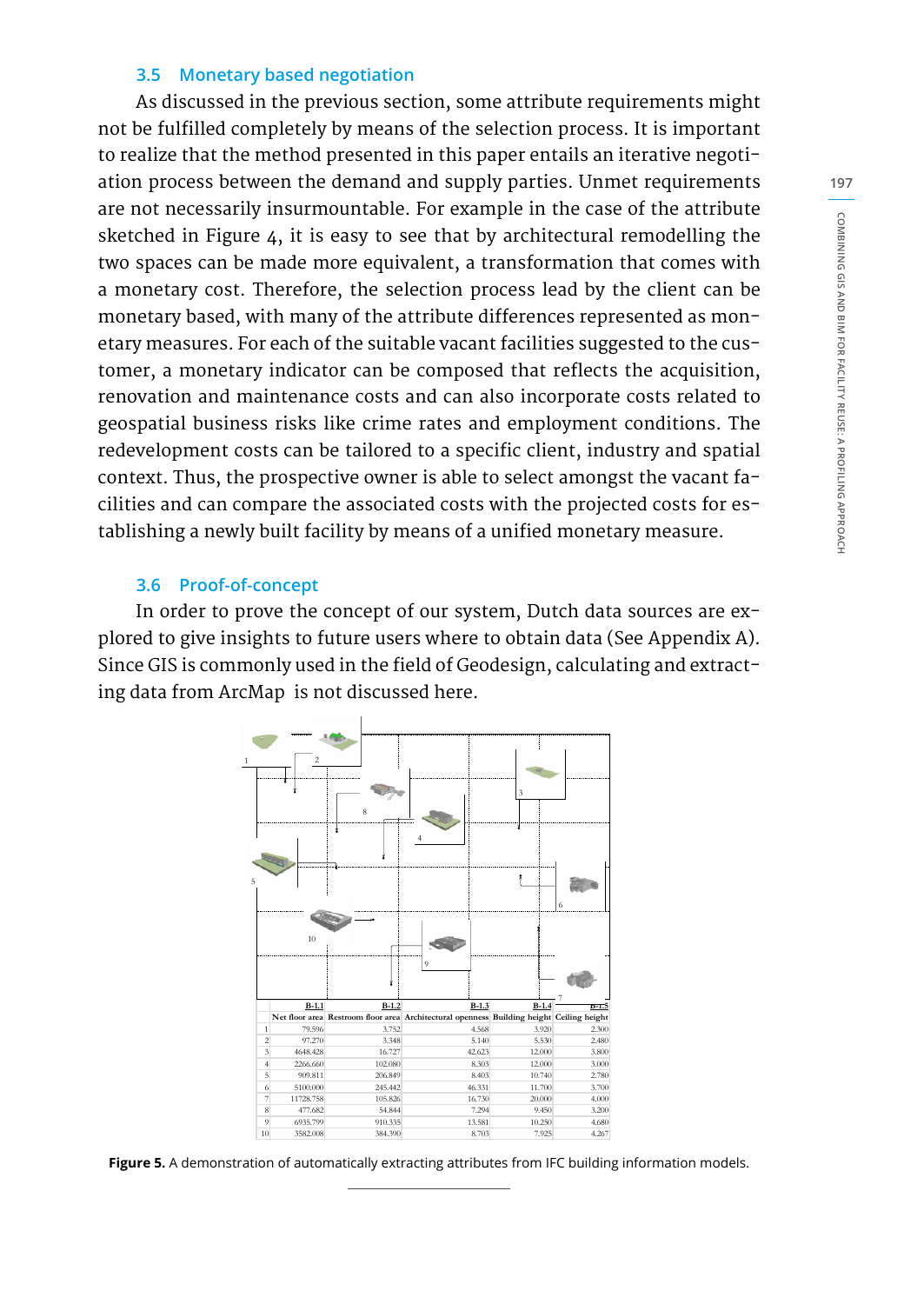### 3.5 Monetary based negotiation

As discussed in the previous section, some attribute requirements might not be fulfilled completely by means of the selection process. It is important to realize that the method presented in this paper entails an iterative negotiation process between the demand and supply parties. Unmet requirements are not necessarily insurmountable. For example in the case of the attribute sketched in Figure 4, it is easy to see that by architectural remodelling the two spaces can be made more equivalent, a transformation that comes with a monetary cost. Therefore, the selection process lead by the client can be monetary based, with many of the attribute differences represented as monetary measures. For each of the suitable vacant facilities suggested to the customer, a monetary indicator can be composed that reflects the acquisition, renovation and maintenance costs and can also incorporate costs related to geospatial business risks like crime rates and employment conditions. The redevelopment costs can be tailored to a specific client, industry and spatial context. Thus, the prospective owner is able to select amongst the vacant facilities and can compare the associated costs with the projected costs for establishing a newly built facility by means of a unified monetary measure.

### 3.6 Proof-of-concept

In order to prove the concept of our system, Dutch data sources are explored to give insights to future users where to obtain data (See Appendix A). Since GIS is commonly used in the field of Geodesign, calculating and extracting data from ArcMap is not discussed here.

| | B-1.1 | B-1.2 | B-1.3 | B-1.4 | B-1.5 |
|---|---|---|---|---|---|
| | Net floor area | Restroom floor area | Architectural openness | Building height | Ceiling height |
| 1 | 79.596 | 3.752 | 4.568 | 3.920 | 2.300 |
| 2 | 97.270 | 3.348 | 5.140 | 5.530 | 2.480 |
| 3 | 4648.428 | 16.727 | 42.623 | 12.000 | 3.800 |
| 4 | 2266.660 | 102.080 | 8.303 | 12.000 | 3.000 |
| 5 | 909.811 | 206.849 | 8.403 | 10.740 | 2.780 |
| 6 | 5100.000 | 245.442 | 46.331 | 11.700 | 3.700 |
| 7 | 11728.758 | 105.826 | 16.730 | 20.000 | 4.000 |
| 8 | 477.682 | 54.844 | 7.294 | 9.450 | 3.200 |
| 9 | 6935.799 | 910.335 | 13.581 | 10.250 | 4.680 |
| 10 | 3582.008 | 384.390 | 8.703 | 7.925 | 4.267 |

**Figure 5.** A demonstration of automatically extracting attributes from IFC building information models.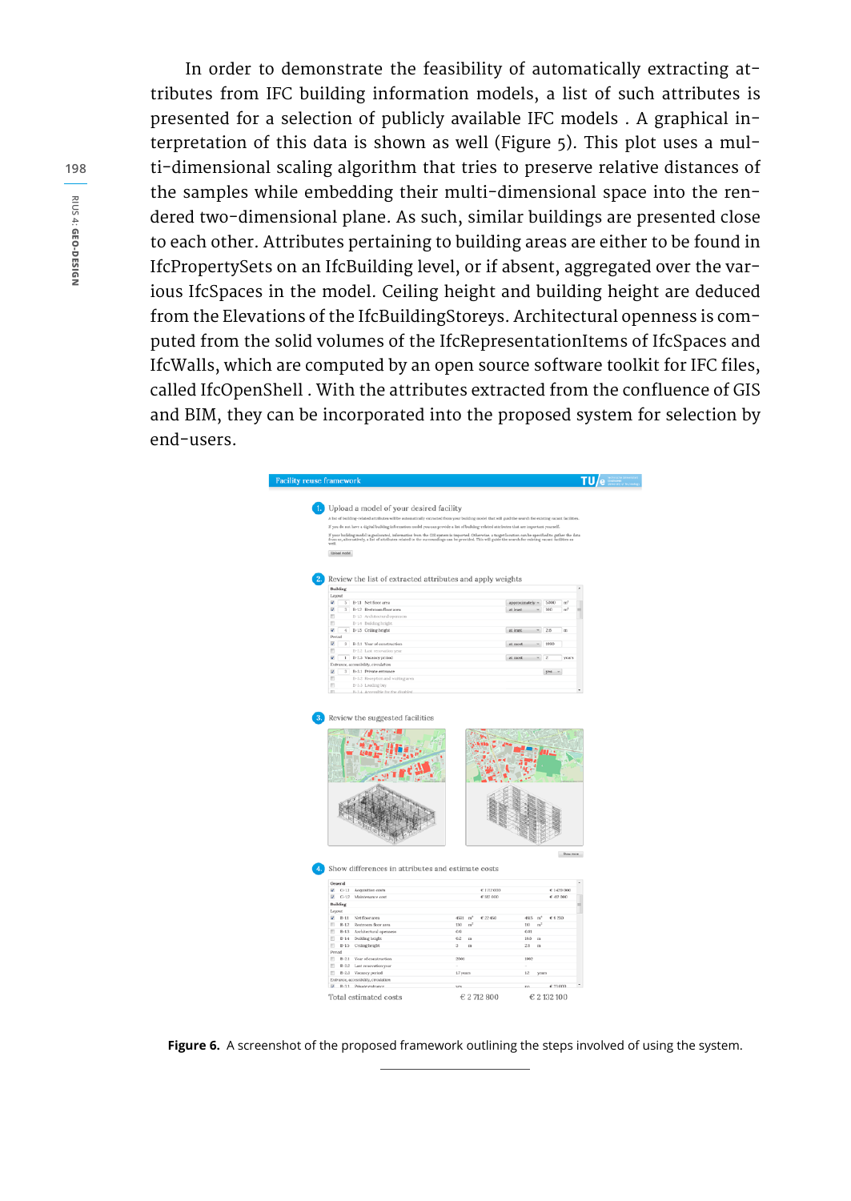In order to demonstrate the feasibility of automatically extracting attributes from IFC building information models, a list of such attributes is presented for a selection of publicly available IFC models . A graphical interpretation of this data is shown as well (Figure 5). This plot uses a multi-dimensional scaling algorithm that tries to preserve relative distances of the samples while embedding their multi-dimensional space into the rendered two-dimensional plane. As such, similar buildings are presented close to each other. Attributes pertaining to building areas are either to be found in IfcPropertySets on an IfcBuilding level, or if absent, aggregated over the various IfcSpaces in the model. Ceiling height and building height are deduced from the Elevations of the IfcBuildingStoreys. Architectural openness is computed from the solid volumes of the IfcRepresentationItems of IfcSpaces and IfcWalls, which are computed by an open source software toolkit for IFC files, called IfcOpenShell . With the attributes extracted from the confluence of GIS and BIM, they can be incorporated into the proposed system for selection by end-users.

**Figure 6.** A screenshot of the proposed framework outlining the steps involved of using the system.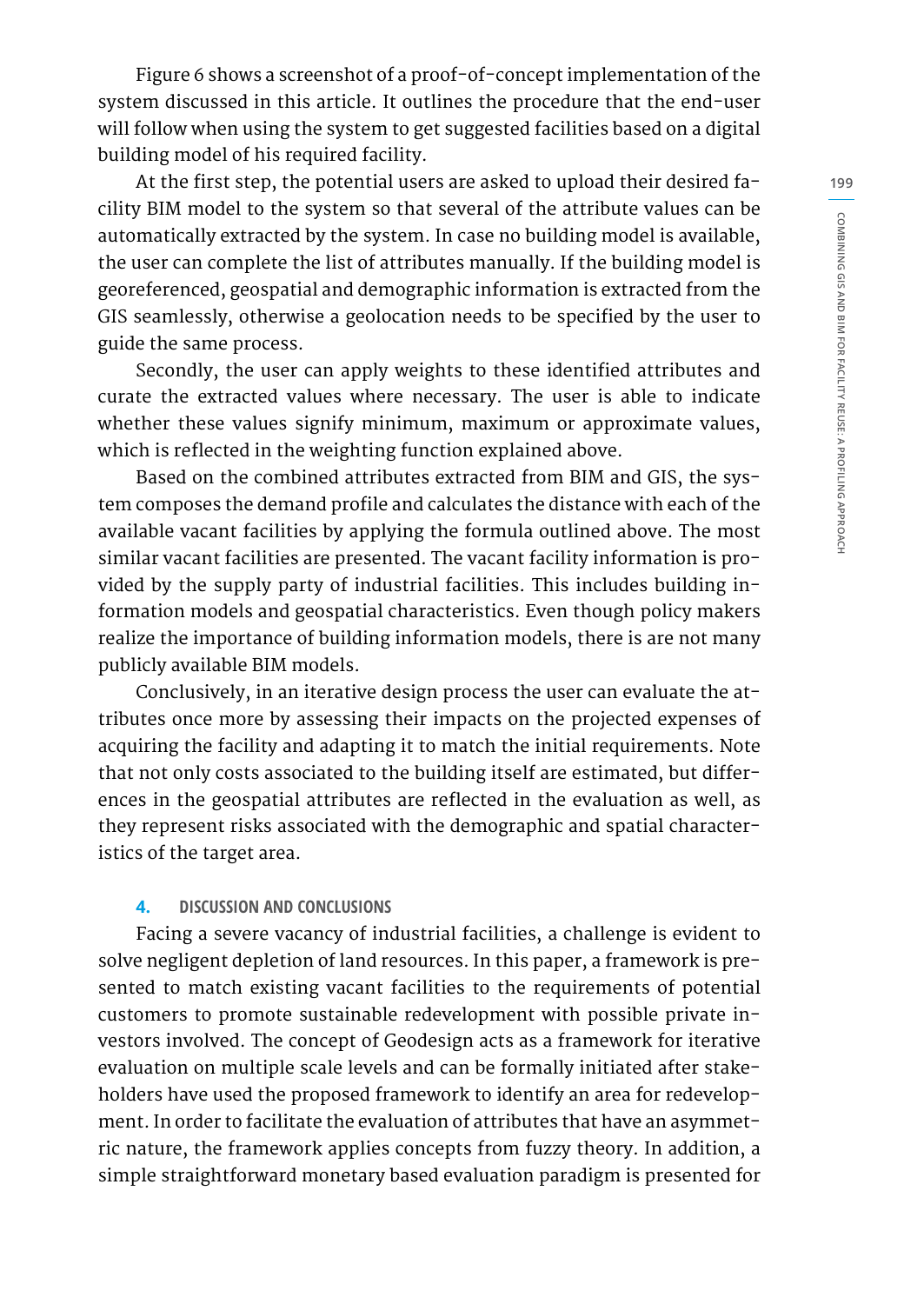Figure 6 shows a screenshot of a proof-of-concept implementation of the system discussed in this article. It outlines the procedure that the end-user will follow when using the system to get suggested facilities based on a digital building model of his required facility.

At the first step, the potential users are asked to upload their desired facility BIM model to the system so that several of the attribute values can be automatically extracted by the system. In case no building model is available, the user can complete the list of attributes manually. If the building model is georeferenced, geospatial and demographic information is extracted from the GIS seamlessly, otherwise a geolocation needs to be specified by the user to guide the same process.

Secondly, the user can apply weights to these identified attributes and curate the extracted values where necessary. The user is able to indicate whether these values signify minimum, maximum or approximate values, which is reflected in the weighting function explained above.

Based on the combined attributes extracted from BIM and GIS, the system composes the demand profile and calculates the distance with each of the available vacant facilities by applying the formula outlined above. The most similar vacant facilities are presented. The vacant facility information is provided by the supply party of industrial facilities. This includes building information models and geospatial characteristics. Even though policy makers realize the importance of building information models, there is are not many publicly available BIM models.

Conclusively, in an iterative design process the user can evaluate the attributes once more by assessing their impacts on the projected expenses of acquiring the facility and adapting it to match the initial requirements. Note that not only costs associated to the building itself are estimated, but differences in the geospatial attributes are reflected in the evaluation as well, as they represent risks associated with the demographic and spatial characteristics of the target area.

## 4. DISCUSSION AND CONCLUSIONS

Facing a severe vacancy of industrial facilities, a challenge is evident to solve negligent depletion of land resources. In this paper, a framework is presented to match existing vacant facilities to the requirements of potential customers to promote sustainable redevelopment with possible private investors involved. The concept of Geodesign acts as a framework for iterative evaluation on multiple scale levels and can be formally initiated after stakeholders have used the proposed framework to identify an area for redevelopment. In order to facilitate the evaluation of attributes that have an asymmetric nature, the framework applies concepts from fuzzy theory. In addition, a simple straightforward monetary based evaluation paradigm is presented for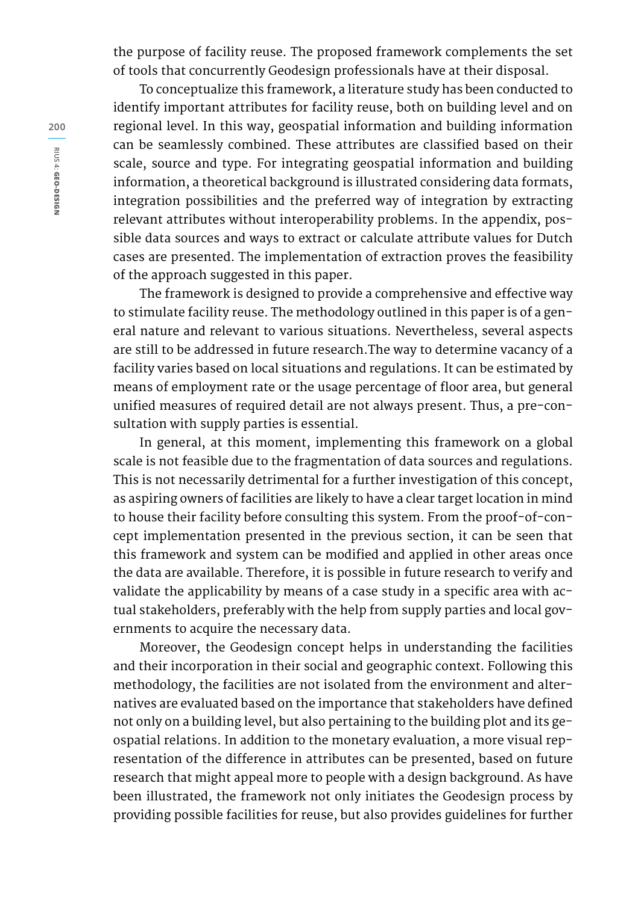the purpose of facility reuse. The proposed framework complements the set of tools that concurrently Geodesign professionals have at their disposal.

To conceptualize this framework, a literature study has been conducted to identify important attributes for facility reuse, both on building level and on regional level. In this way, geospatial information and building information can be seamlessly combined. These attributes are classified based on their scale, source and type. For integrating geospatial information and building information, a theoretical background is illustrated considering data formats, integration possibilities and the preferred way of integration by extracting relevant attributes without interoperability problems. In the appendix, possible data sources and ways to extract or calculate attribute values for Dutch cases are presented. The implementation of extraction proves the feasibility of the approach suggested in this paper.

The framework is designed to provide a comprehensive and effective way to stimulate facility reuse. The methodology outlined in this paper is of a general nature and relevant to various situations. Nevertheless, several aspects are still to be addressed in future research.The way to determine vacancy of a facility varies based on local situations and regulations. It can be estimated by means of employment rate or the usage percentage of floor area, but general unified measures of required detail are not always present. Thus, a pre-consultation with supply parties is essential.

In general, at this moment, implementing this framework on a global scale is not feasible due to the fragmentation of data sources and regulations. This is not necessarily detrimental for a further investigation of this concept, as aspiring owners of facilities are likely to have a clear target location in mind to house their facility before consulting this system. From the proof-of-concept implementation presented in the previous section, it can be seen that this framework and system can be modified and applied in other areas once the data are available. Therefore, it is possible in future research to verify and validate the applicability by means of a case study in a specific area with actual stakeholders, preferably with the help from supply parties and local governments to acquire the necessary data.

Moreover, the Geodesign concept helps in understanding the facilities and their incorporation in their social and geographic context. Following this methodology, the facilities are not isolated from the environment and alternatives are evaluated based on the importance that stakeholders have defined not only on a building level, but also pertaining to the building plot and its geospatial relations. In addition to the monetary evaluation, a more visual representation of the difference in attributes can be presented, based on future research that might appeal more to people with a design background. As have been illustrated, the framework not only initiates the Geodesign process by providing possible facilities for reuse, but also provides guidelines for further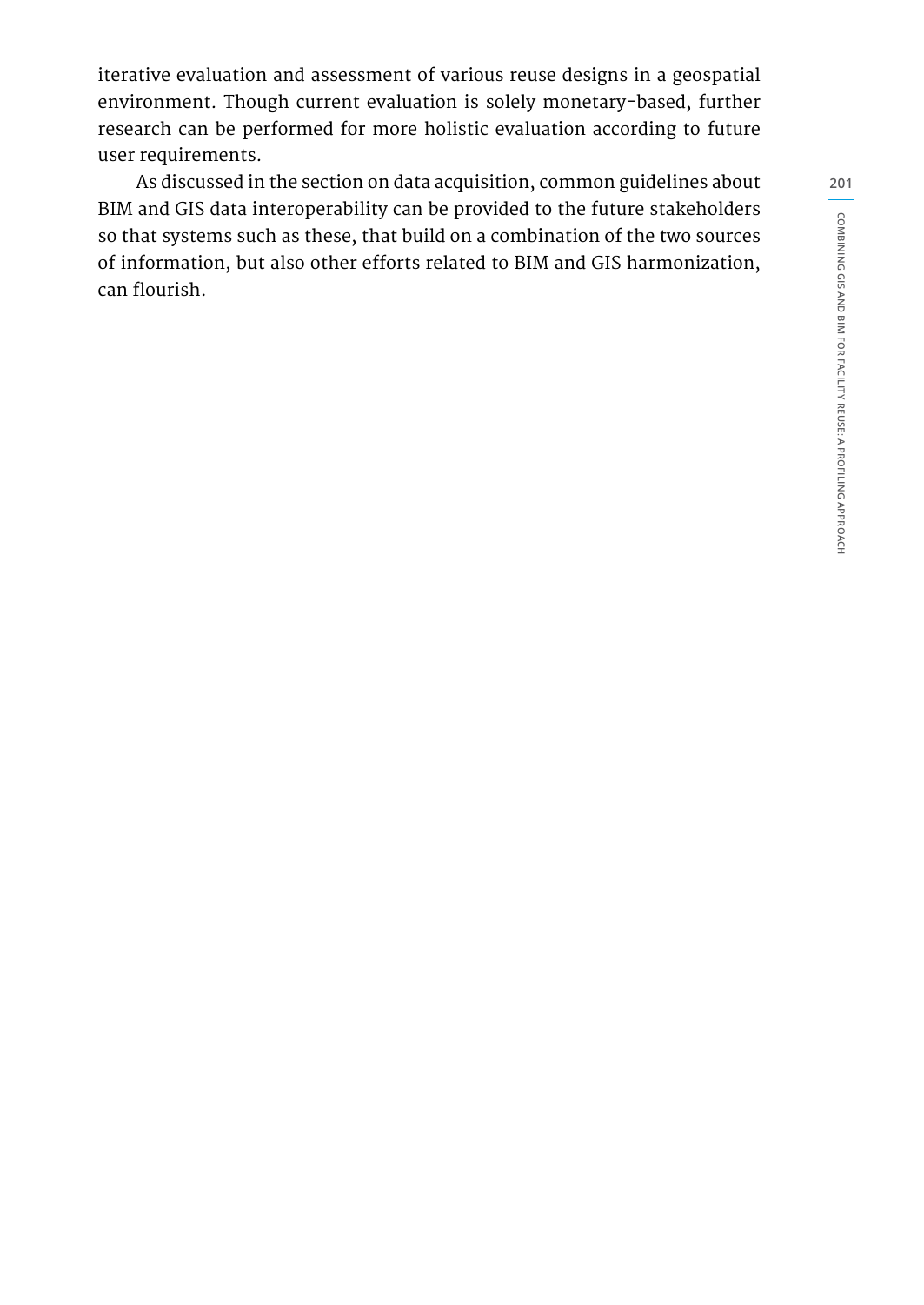iterative evaluation and assessment of various reuse designs in a geospatial environment. Though current evaluation is solely monetary-based, further research can be performed for more holistic evaluation according to future user requirements.

As discussed in the section on data acquisition, common guidelines about BIM and GIS data interoperability can be provided to the future stakeholders so that systems such as these, that build on a combination of the two sources of information, but also other efforts related to BIM and GIS harmonization, can flourish.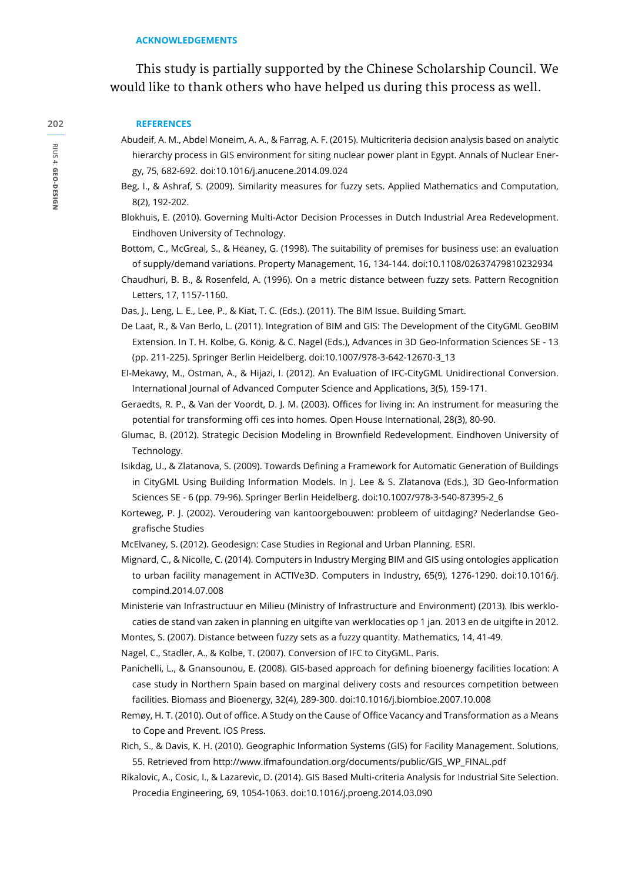## ACKNOWLEDGEMENTS

This study is partially supported by the Chinese Scholarship Council. We would like to thank others who have helped us during this process as well.

## REFERENCES

Abudeif, A. M., Abdel Moneim, A. A., & Farrag, A. F. (2015). Multicriteria decision analysis based on analytic hierarchy process in GIS environment for siting nuclear power plant in Egypt. Annals of Nuclear Energy, 75, 682-692. doi:10.1016/j.anucene.2014.09.024

Beg, I., & Ashraf, S. (2009). Similarity measures for fuzzy sets. Applied Mathematics and Computation, 8(2), 192-202.

Blokhuis, E. (2010). Governing Multi-Actor Decision Processes in Dutch Industrial Area Redevelopment. Eindhoven University of Technology.

Bottom, C., McGreal, S., & Heaney, G. (1998). The suitability of premises for business use: an evaluation of supply/demand variations. Property Management, 16, 134-144. doi:10.1108/02637479810232934

Chaudhuri, B. B., & Rosenfeld, A. (1996). On a metric distance between fuzzy sets. Pattern Recognition Letters, 17, 1157-1160.

Das, J., Leng, L. E., Lee, P., & Kiat, T. C. (Eds.). (2011). The BIM Issue. Building Smart.

De Laat, R., & Van Berlo, L. (2011). Integration of BIM and GIS: The Development of the CityGML GeoBIM Extension. In T. H. Kolbe, G. König, & C. Nagel (Eds.), Advances in 3D Geo-Information Sciences SE - 13 (pp. 211-225). Springer Berlin Heidelberg. doi:10.1007/978-3-642-12670-3_13

El-Mekawy, M., Ostman, A., & Hijazi, I. (2012). An Evaluation of IFC-CityGML Unidirectional Conversion. International Journal of Advanced Computer Science and Applications, 3(5), 159-171.

Geraedts, R. P., & Van der Voordt, D. J. M. (2003). Offices for living in: An instrument for measuring the potential for transforming offi ces into homes. Open House International, 28(3), 80-90.

Glumac, B. (2012). Strategic Decision Modeling in Brownfield Redevelopment. Eindhoven University of Technology.

Isikdag, U., & Zlatanova, S. (2009). Towards Defining a Framework for Automatic Generation of Buildings in CityGML Using Building Information Models. In J. Lee & S. Zlatanova (Eds.), 3D Geo-Information Sciences SE - 6 (pp. 79-96). Springer Berlin Heidelberg. doi:10.1007/978-3-540-87395-2_6

Korteweg, P. J. (2002). Veroudering van kantoorgebouwen: probleem of uitdaging? Nederlandse Geografische Studies

McElvaney, S. (2012). Geodesign: Case Studies in Regional and Urban Planning. ESRI.

Mignard, C., & Nicolle, C. (2014). Computers in Industry Merging BIM and GIS using ontologies application to urban facility management in ACTIVe3D. Computers in Industry, 65(9), 1276-1290. doi:10.1016/j.compind.2014.07.008

Ministerie van Infrastructuur en Milieu (Ministry of Infrastructure and Environment) (2013). Ibis werklocaties de stand van zaken in planning en uitgifte van werklocaties op 1 jan. 2013 en de uitgifte in 2012.

Montes, S. (2007). Distance between fuzzy sets as a fuzzy quantity. Mathematics, 14, 41-49.

Nagel, C., Stadler, A., & Kolbe, T. (2007). Conversion of IFC to CityGML. Paris.

Panichelli, L., & Gnansounou, E. (2008). GIS-based approach for defining bioenergy facilities location: A case study in Northern Spain based on marginal delivery costs and resources competition between facilities. Biomass and Bioenergy, 32(4), 289-300. doi:10.1016/j.biombioe.2007.10.008

Remøy, H. T. (2010). Out of office. A Study on the Cause of Office Vacancy and Transformation as a Means to Cope and Prevent. IOS Press.

Rich, S., & Davis, K. H. (2010). Geographic Information Systems (GIS) for Facility Management. Solutions, 55. Retrieved from http://www.ifmafoundation.org/documents/public/GIS_WP_FINAL.pdf

Rikalovic, A., Cosic, I., & Lazarevic, D. (2014). GIS Based Multi-criteria Analysis for Industrial Site Selection. Procedia Engineering, 69, 1054-1063. doi:10.1016/j.proeng.2014.03.090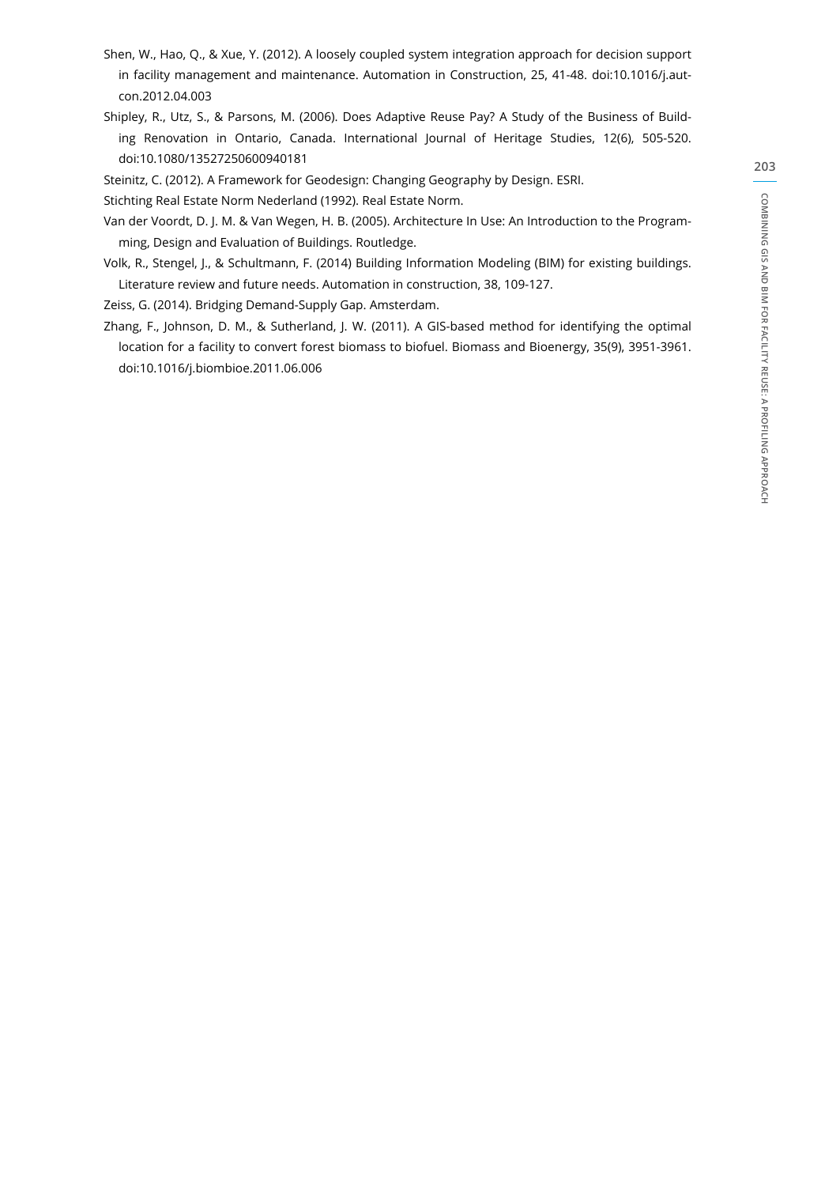Shen, W., Hao, Q., & Xue, Y. (2012). A loosely coupled system integration approach for decision support in facility management and maintenance. Automation in Construction, 25, 41-48. doi:10.1016/j.autcon.2012.04.003

Shipley, R., Utz, S., & Parsons, M. (2006). Does Adaptive Reuse Pay? A Study of the Business of Building Renovation in Ontario, Canada. International Journal of Heritage Studies, 12(6), 505-520. doi:10.1080/13527250600940181

Steinitz, C. (2012). A Framework for Geodesign: Changing Geography by Design. ESRI.

Stichting Real Estate Norm Nederland (1992). Real Estate Norm.

Van der Voordt, D. J. M. & Van Wegen, H. B. (2005). Architecture In Use: An Introduction to the Programming, Design and Evaluation of Buildings. Routledge.

Volk, R., Stengel, J., & Schultmann, F. (2014) Building Information Modeling (BIM) for existing buildings. Literature review and future needs. Automation in construction, 38, 109-127.

Zeiss, G. (2014). Bridging Demand-Supply Gap. Amsterdam.

Zhang, F., Johnson, D. M., & Sutherland, J. W. (2011). A GIS-based method for identifying the optimal location for a facility to convert forest biomass to biofuel. Biomass and Bioenergy, 35(9), 3951-3961. doi:10.1016/j.biombioe.2011.06.006